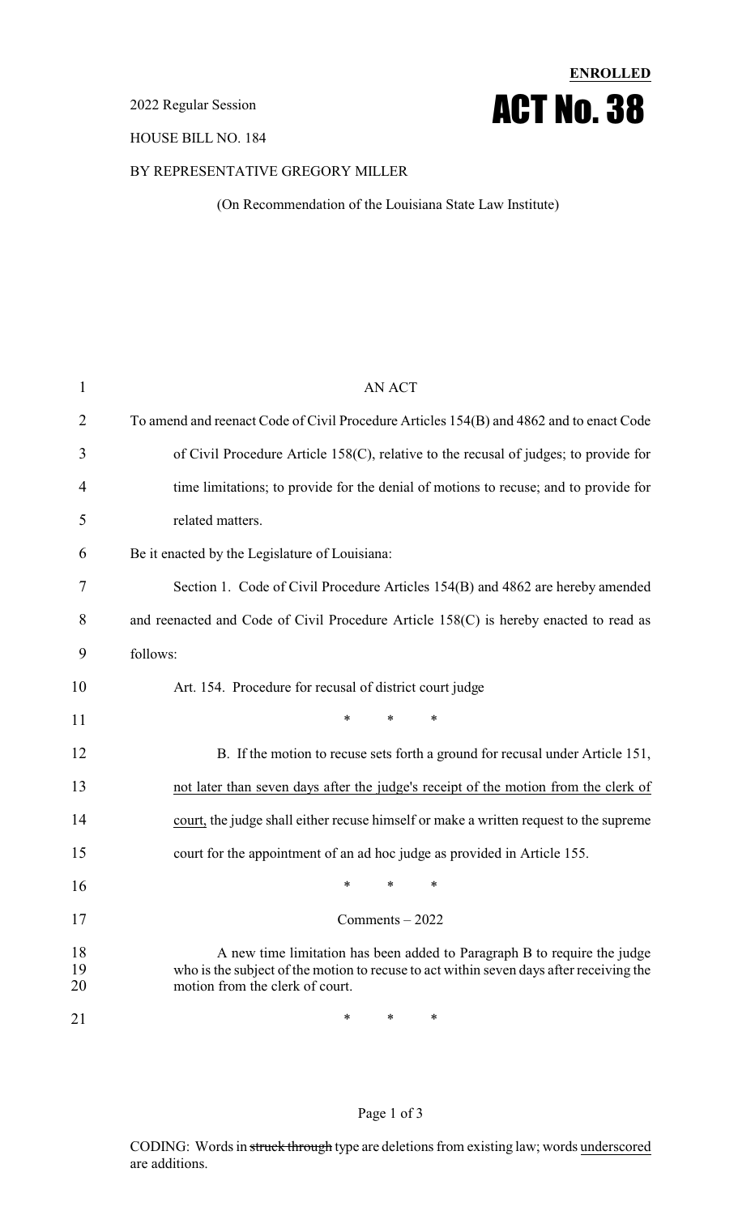**ENROLLED**

2022 Regular Session

# ACT No. 38

HOUSE BILL NO. 184

BY REPRESENTATIVE GREGORY MILLER

(On Recommendation of the Louisiana State Law Institute)

AN ACT

To amend and reenact Code of Civil Procedure Articles 154(B) and 4862 and to enact Code of Civil Procedure Article 158(C), relative to the recusal of judges; to provide for time limitations; to provide for the denial of motions to recuse; and to provide for related matters.

Be it enacted by the Legislature of Louisiana:

Section 1. Code of Civil Procedure Articles 154(B) and 4862 are hereby amended and reenacted and Code of Civil Procedure Article 158(C) is hereby enacted to read as follows:

Art. 154. Procedure for recusal of district court judge

\* \* \*

B. If the motion to recuse sets forth a ground for recusal under Article 151, <u>not later than seven days after the judge's receipt of the motion from the clerk of court,</u> the judge shall either recuse himself or make a written request to the supreme court for the appointment of an ad hoc judge as provided in Article 155.

\* \* \*

Comments – 2022

A new time limitation has been added to Paragraph B to require the judge who is the subject of the motion to recuse to act within seven days after receiving the motion from the clerk of court.

\* \* \*

CODING: Words in ~~struck through~~ type are deletions from existing law; words <u>underscored</u> are additions.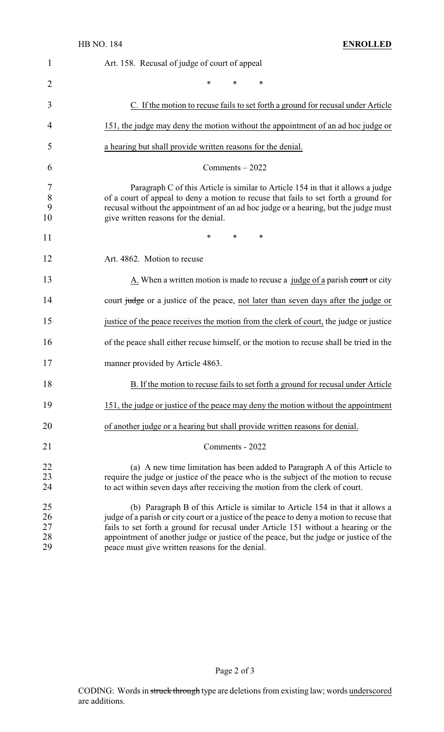Art. 158. Recusal of judge of court of appeal

\* \* \*

C. If the motion to recuse fails to set forth a ground for recusal under Article 151, the judge may deny the motion without the appointment of an ad hoc judge or a hearing but shall provide written reasons for the denial.

Comments – 2022

Paragraph C of this Article is similar to Article 154 in that it allows a judge of a court of appeal to deny a motion to recuse that fails to set forth a ground for recusal without the appointment of an ad hoc judge or a hearing, but the judge must give written reasons for the denial.

\* \* \*

Art. 4862. Motion to recuse

A. When a written motion is made to recuse a judge of a parish ~~court~~ or city court ~~judge~~ or a justice of the peace, not later than seven days after the judge or justice of the peace receives the motion from the clerk of court, the judge or justice of the peace shall either recuse himself, or the motion to recuse shall be tried in the manner provided by Article 4863.

B. If the motion to recuse fails to set forth a ground for recusal under Article 151, the judge or justice of the peace may deny the motion without the appointment of another judge or a hearing but shall provide written reasons for denial.

Comments - 2022

(a) A new time limitation has been added to Paragraph A of this Article to require the judge or justice of the peace who is the subject of the motion to recuse to act within seven days after receiving the motion from the clerk of court.

(b) Paragraph B of this Article is similar to Article 154 in that it allows a judge of a parish or city court or a justice of the peace to deny a motion to recuse that fails to set forth a ground for recusal under Article 151 without a hearing or the appointment of another judge or justice of the peace, but the judge or justice of the peace must give written reasons for the denial.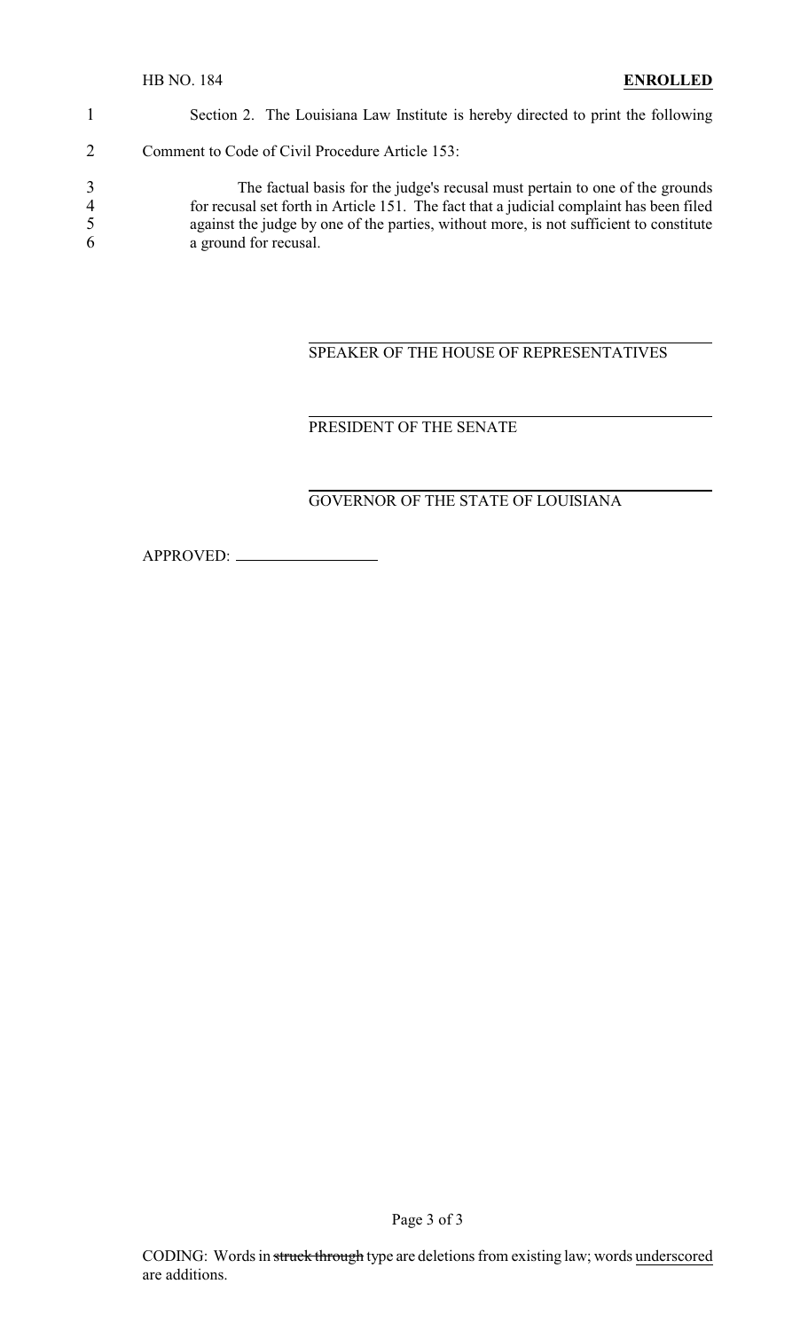Section 2. The Louisiana Law Institute is hereby directed to print the following Comment to Code of Civil Procedure Article 153:

> The factual basis for the judge's recusal must pertain to one of the grounds for recusal set forth in Article 151. The fact that a judicial complaint has been filed against the judge by one of the parties, without more, is not sufficient to constitute a ground for recusal.

SPEAKER OF THE HOUSE OF REPRESENTATIVES

PRESIDENT OF THE SENATE

GOVERNOR OF THE STATE OF LOUISIANA

APPROVED: \_\_\_\_\_\_\_\_\_\_\_\_\_\_\_\_\_\_

CODING: Words in ~~struck through~~ type are deletions from existing law; words <u>underscored</u> are additions.